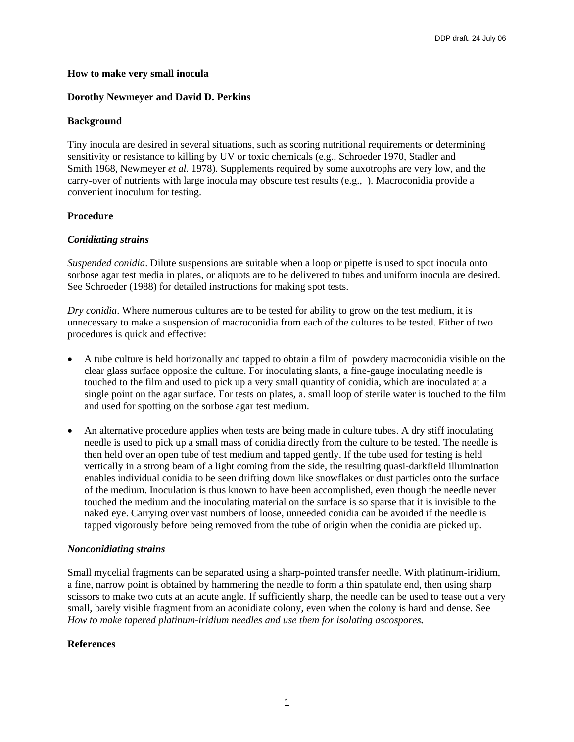**How to make very small inocula**

**Dorothy Newmeyer and David D. Perkins**

## Background

Tiny inocula are desired in several situations, such as scoring nutritional requirements or determining sensitivity or resistance to killing by UV or toxic chemicals (e.g., Schroeder 1970, Stadler and Smith 1968, Newmeyer *et al.* 1978). Supplements required by some auxotrophs are very low, and the carry-over of nutrients with large inocula may obscure test results (e.g., ). Macroconidia provide a convenient inoculum for testing.

## Procedure

### *Conidiating strains*

*Suspended conidia*. Dilute suspensions are suitable when a loop or pipette is used to spot inocula onto sorbose agar test media in plates, or aliquots are to be delivered to tubes and uniform inocula are desired. See Schroeder (1988) for detailed instructions for making spot tests.

*Dry conidia*. Where numerous cultures are to be tested for ability to grow on the test medium, it is unnecessary to make a suspension of macroconidia from each of the cultures to be tested. Either of two procedures is quick and effective:

- A tube culture is held horizonally and tapped to obtain a film of powdery macroconidia visible on the clear glass surface opposite the culture. For inoculating slants, a fine-gauge inoculating needle is touched to the film and used to pick up a very small quantity of conidia, which are inoculated at a single point on the agar surface. For tests on plates, a. small loop of sterile water is touched to the film and used for spotting on the sorbose agar test medium.

- An alternative procedure applies when tests are being made in culture tubes. A dry stiff inoculating needle is used to pick up a small mass of conidia directly from the culture to be tested. The needle is then held over an open tube of test medium and tapped gently. If the tube used for testing is held vertically in a strong beam of a light coming from the side, the resulting quasi-darkfield illumination enables individual conidia to be seen drifting down like snowflakes or dust particles onto the surface of the medium. Inoculation is thus known to have been accomplished, even though the needle never touched the medium and the inoculating material on the surface is so sparse that it is invisible to the naked eye. Carrying over vast numbers of loose, unneeded conidia can be avoided if the needle is tapped vigorously before being removed from the tube of origin when the conidia are picked up.

### *Nonconidiating strains*

Small mycelial fragments can be separated using a sharp-pointed transfer needle. With platinum-iridium, a fine, narrow point is obtained by hammering the needle to form a thin spatulate end, then using sharp scissors to make two cuts at an acute angle. If sufficiently sharp, the needle can be used to tease out a very small, barely visible fragment from an aconidiate colony, even when the colony is hard and dense. See *How to make tapered platinum-iridium needles and use them for isolating ascospores***.**

## References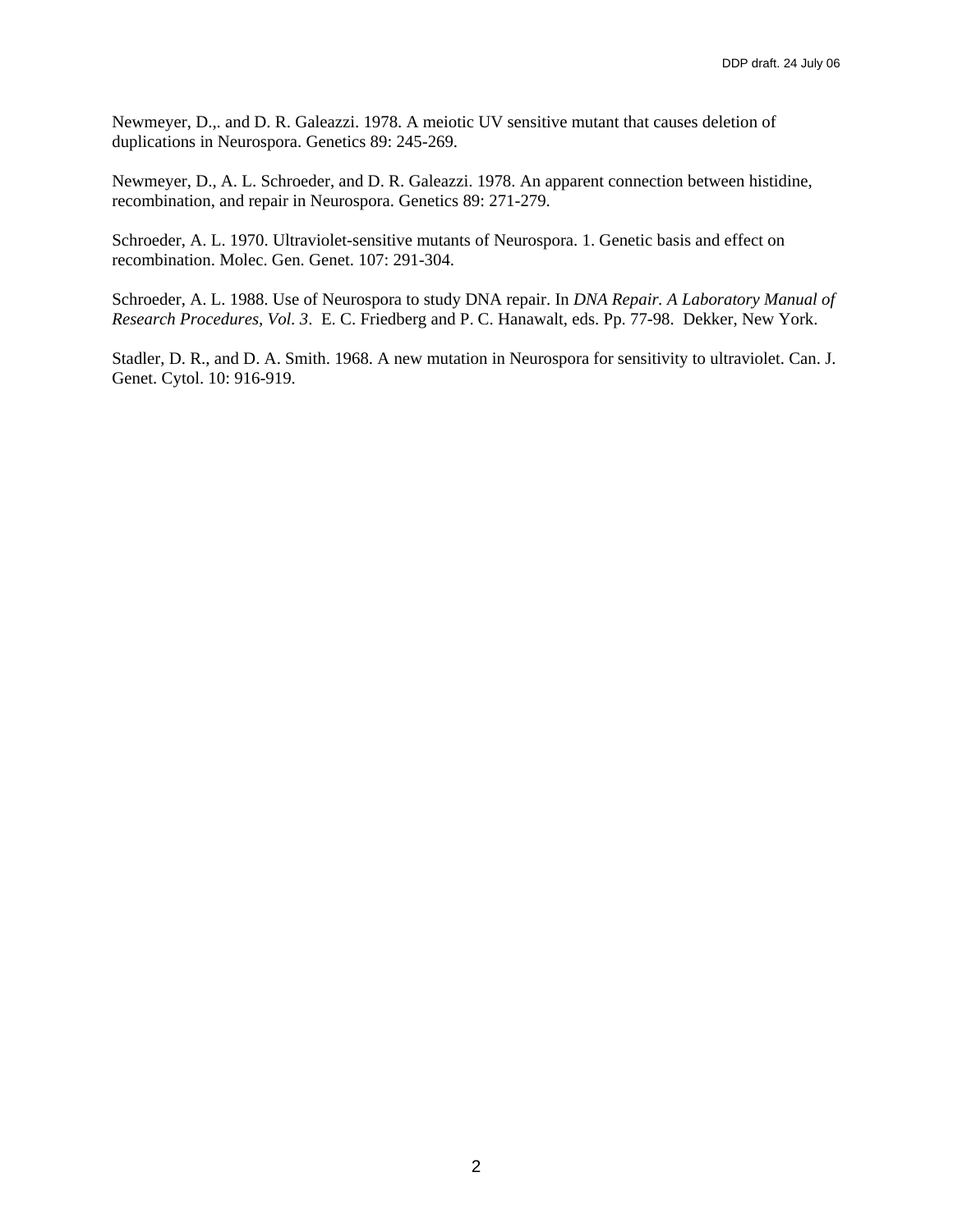Newmeyer, D.,. and D. R. Galeazzi. 1978. A meiotic UV sensitive mutant that causes deletion of duplications in Neurospora. Genetics 89: 245-269.

Newmeyer, D., A. L. Schroeder, and D. R. Galeazzi. 1978. An apparent connection between histidine, recombination, and repair in Neurospora. Genetics 89: 271-279.

Schroeder, A. L. 1970. Ultraviolet-sensitive mutants of Neurospora. 1. Genetic basis and effect on recombination. Molec. Gen. Genet. 107: 291-304.

Schroeder, A. L. 1988. Use of Neurospora to study DNA repair. In *DNA Repair. A Laboratory Manual of Research Procedures, Vol. 3*. E. C. Friedberg and P. C. Hanawalt, eds. Pp. 77-98. Dekker, New York.

Stadler, D. R., and D. A. Smith. 1968. A new mutation in Neurospora for sensitivity to ultraviolet. Can. J. Genet. Cytol. 10: 916-919.